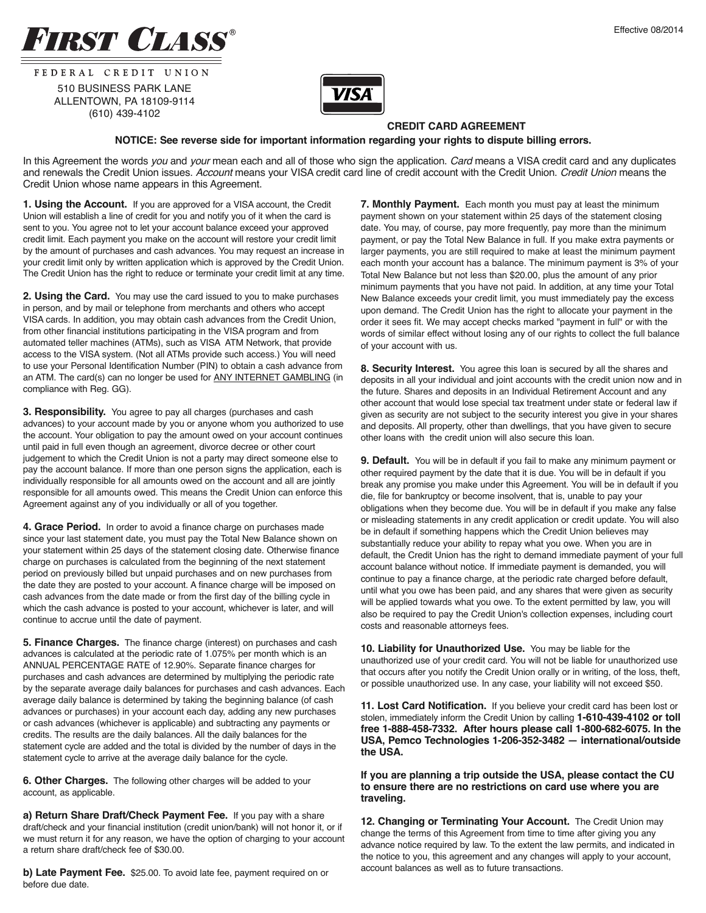Effective 08/2014

**FIRST CLASS®**

FEDERAL CREDIT UNION

510 BUSINESS PARK LANE
ALLENTOWN, PA 18109-9114
(610) 439-4102

VISA

## CREDIT CARD AGREEMENT

**NOTICE: See reverse side for important information regarding your rights to dispute billing errors.**

In this Agreement the words *you* and *your* mean each and all of those who sign the application. *Card* means a VISA credit card and any duplicates and renewals the Credit Union issues. *Account* means your VISA credit card line of credit account with the Credit Union. *Credit Union* means the Credit Union whose name appears in this Agreement.

**1. Using the Account.** If you are approved for a VISA account, the Credit Union will establish a line of credit for you and notify you of it when the card is sent to you. You agree not to let your account balance exceed your approved credit limit. Each payment you make on the account will restore your credit limit by the amount of purchases and cash advances. You may request an increase in your credit limit only by written application which is approved by the Credit Union. The Credit Union has the right to reduce or terminate your credit limit at any time.

**2. Using the Card.** You may use the card issued to you to make purchases in person, and by mail or telephone from merchants and others who accept VISA cards. In addition, you may obtain cash advances from the Credit Union, from other financial institutions participating in the VISA program and from automated teller machines (ATMs), such as VISA ATM Network, that provide access to the VISA system. (Not all ATMs provide such access.) You will need to use your Personal Identification Number (PIN) to obtain a cash advance from an ATM. The card(s) can no longer be used for ANY INTERNET GAMBLING (in compliance with Reg. GG).

**3. Responsibility.** You agree to pay all charges (purchases and cash advances) to your account made by you or anyone whom you authorized to use the account. Your obligation to pay the amount owed on your account continues until paid in full even though an agreement, divorce decree or other court judgement to which the Credit Union is not a party may direct someone else to pay the account balance. If more than one person signs the application, each is individually responsible for all amounts owed on the account and all are jointly responsible for all amounts owed. This means the Credit Union can enforce this Agreement against any of you individually or all of you together.

**4. Grace Period.** In order to avoid a finance charge on purchases made since your last statement date, you must pay the Total New Balance shown on your statement within 25 days of the statement closing date. Otherwise finance charge on purchases is calculated from the beginning of the next statement period on previously billed but unpaid purchases and on new purchases from the date they are posted to your account. A finance charge will be imposed on cash advances from the date made or from the first day of the billing cycle in which the cash advance is posted to your account, whichever is later, and will continue to accrue until the date of payment.

**5. Finance Charges.** The finance charge (interest) on purchases and cash advances is calculated at the periodic rate of 1.075% per month which is an ANNUAL PERCENTAGE RATE of 12.90%. Separate finance charges for purchases and cash advances are determined by multiplying the periodic rate by the separate average daily balances for purchases and cash advances. Each average daily balance is determined by taking the beginning balance (of cash advances or purchases) in your account each day, adding any new purchases or cash advances (whichever is applicable) and subtracting any payments or credits. The results are the daily balances. All the daily balances for the statement cycle are added and the total is divided by the number of days in the statement cycle to arrive at the average daily balance for the cycle.

**6. Other Charges.** The following other charges will be added to your account, as applicable.

**a) Return Share Draft/Check Payment Fee.** If you pay with a share draft/check and your financial institution (credit union/bank) will not honor it, or if we must return it for any reason, we have the option of charging to your account a return share draft/check fee of $30.00.

**b) Late Payment Fee.** $25.00. To avoid late fee, payment required on or before due date.

**7. Monthly Payment.** Each month you must pay at least the minimum payment shown on your statement within 25 days of the statement closing date. You may, of course, pay more frequently, pay more than the minimum payment, or pay the Total New Balance in full. If you make extra payments or larger payments, you are still required to make at least the minimum payment each month your account has a balance. The minimum payment is 3% of your Total New Balance but not less than $20.00, plus the amount of any prior minimum payments that you have not paid. In addition, at any time your Total New Balance exceeds your credit limit, you must immediately pay the excess upon demand. The Credit Union has the right to allocate your payment in the order it sees fit. We may accept checks marked "payment in full" or with the words of similar effect without losing any of our rights to collect the full balance of your account with us.

**8. Security Interest.** You agree this loan is secured by all the shares and deposits in all your individual and joint accounts with the credit union now and in the future. Shares and deposits in an Individual Retirement Account and any other account that would lose special tax treatment under state or federal law if given as security are not subject to the security interest you give in your shares and deposits. All property, other than dwellings, that you have given to secure other loans with the credit union will also secure this loan.

**9. Default.** You will be in default if you fail to make any minimum payment or other required payment by the date that it is due. You will be in default if you break any promise you make under this Agreement. You will be in default if you die, file for bankruptcy or become insolvent, that is, unable to pay your obligations when they become due. You will be in default if you make any false or misleading statements in any credit application or credit update. You will also be in default if something happens which the Credit Union believes may substantially reduce your ability to repay what you owe. When you are in default, the Credit Union has the right to demand immediate payment of your full account balance without notice. If immediate payment is demanded, you will continue to pay a finance charge, at the periodic rate charged before default, until what you owe has been paid, and any shares that were given as security will be applied towards what you owe. To the extent permitted by law, you will also be required to pay the Credit Union's collection expenses, including court costs and reasonable attorneys fees.

**10. Liability for Unauthorized Use.** You may be liable for the unauthorized use of your credit card. You will not be liable for unauthorized use that occurs after you notify the Credit Union orally or in writing, of the loss, theft, or possible unauthorized use. In any case, your liability will not exceed $50.

**11. Lost Card Notification.** If you believe your credit card has been lost or stolen, immediately inform the Credit Union by calling **1-610-439-4102 or toll free 1-888-458-7332. After hours please call 1-800-682-6075. In the USA, Pemco Technologies 1-206-352-3482 — international/outside the USA.**

**If you are planning a trip outside the USA, please contact the CU to ensure there are no restrictions on card use where you are traveling.**

**12. Changing or Terminating Your Account.** The Credit Union may change the terms of this Agreement from time to time after giving you any advance notice required by law. To the extent the law permits, and indicated in the notice to you, this agreement and any changes will apply to your account, account balances as well as to future transactions.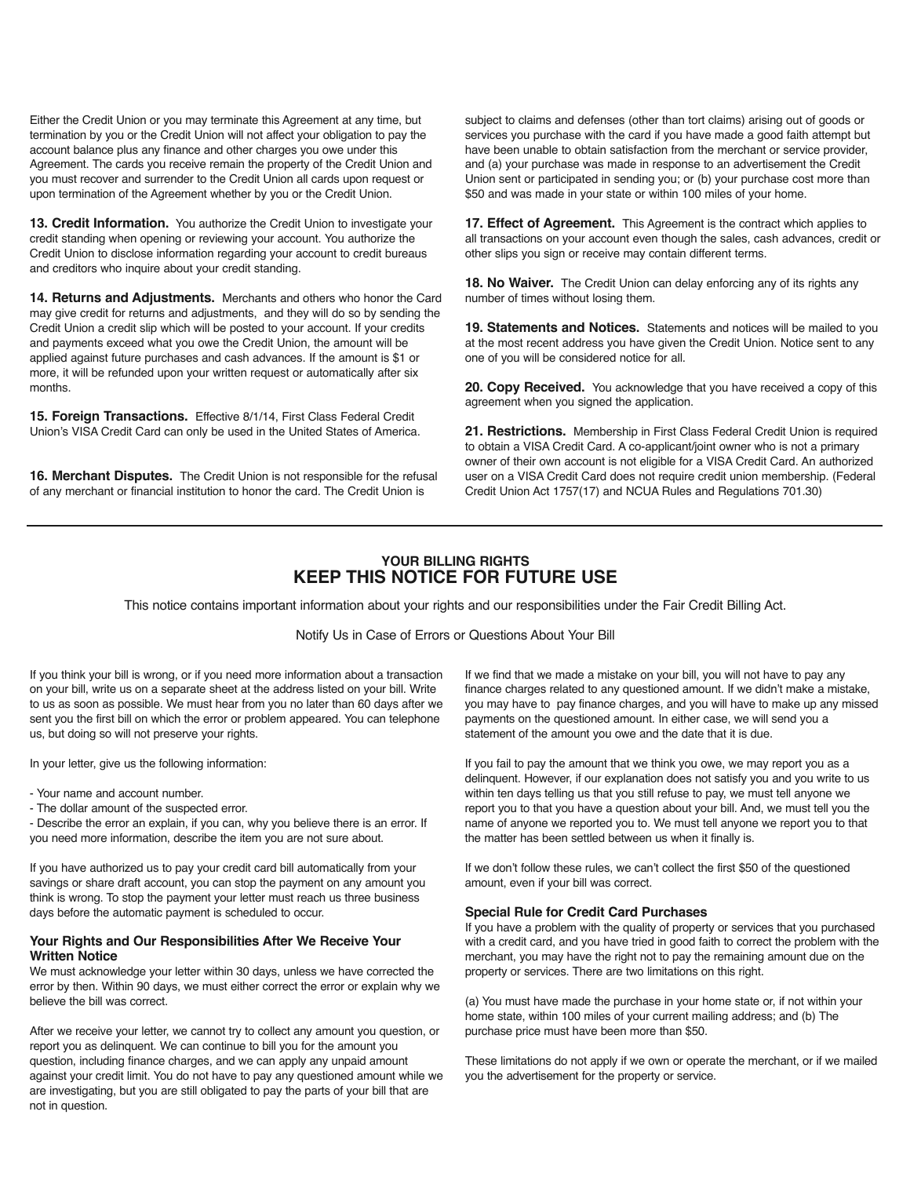Either the Credit Union or you may terminate this Agreement at any time, but termination by you or the Credit Union will not affect your obligation to pay the account balance plus any finance and other charges you owe under this Agreement. The cards you receive remain the property of the Credit Union and you must recover and surrender to the Credit Union all cards upon request or upon termination of the Agreement whether by you or the Credit Union.

**13. Credit Information.** You authorize the Credit Union to investigate your credit standing when opening or reviewing your account. You authorize the Credit Union to disclose information regarding your account to credit bureaus and creditors who inquire about your credit standing.

**14. Returns and Adjustments.** Merchants and others who honor the Card may give credit for returns and adjustments, and they will do so by sending the Credit Union a credit slip which will be posted to your account. If your credits and payments exceed what you owe the Credit Union, the amount will be applied against future purchases and cash advances. If the amount is $1 or more, it will be refunded upon your written request or automatically after six months.

**15. Foreign Transactions.** Effective 8/1/14, First Class Federal Credit Union's VISA Credit Card can only be used in the United States of America.

**16. Merchant Disputes.** The Credit Union is not responsible for the refusal of any merchant or financial institution to honor the card. The Credit Union is subject to claims and defenses (other than tort claims) arising out of goods or services you purchase with the card if you have made a good faith attempt but have been unable to obtain satisfaction from the merchant or service provider, and (a) your purchase was made in response to an advertisement the Credit Union sent or participated in sending you; or (b) your purchase cost more than $50 and was made in your state or within 100 miles of your home.

**17. Effect of Agreement.** This Agreement is the contract which applies to all transactions on your account even though the sales, cash advances, credit or other slips you sign or receive may contain different terms.

**18. No Waiver.** The Credit Union can delay enforcing any of its rights any number of times without losing them.

**19. Statements and Notices.** Statements and notices will be mailed to you at the most recent address you have given the Credit Union. Notice sent to any one of you will be considered notice for all.

**20. Copy Received.** You acknowledge that you have received a copy of this agreement when you signed the application.

**21. Restrictions.** Membership in First Class Federal Credit Union is required to obtain a VISA Credit Card. A co-applicant/joint owner who is not a primary owner of their own account is not eligible for a VISA Credit Card. An authorized user on a VISA Credit Card does not require credit union membership. (Federal Credit Union Act 1757(17) and NCUA Rules and Regulations 701.30)

---

**YOUR BILLING RIGHTS**

## KEEP THIS NOTICE FOR FUTURE USE

This notice contains important information about your rights and our responsibilities under the Fair Credit Billing Act.

Notify Us in Case of Errors or Questions About Your Bill

If you think your bill is wrong, or if you need more information about a transaction on your bill, write us on a separate sheet at the address listed on your bill. Write to us as soon as possible. We must hear from you no later than 60 days after we sent you the first bill on which the error or problem appeared. You can telephone us, but doing so will not preserve your rights.

In your letter, give us the following information:

- Your name and account number.
- The dollar amount of the suspected error.
- Describe the error an explain, if you can, why you believe there is an error. If you need more information, describe the item you are not sure about.

If you have authorized us to pay your credit card bill automatically from your savings or share draft account, you can stop the payment on any amount you think is wrong. To stop the payment your letter must reach us three business days before the automatic payment is scheduled to occur.

### Your Rights and Our Responsibilities After We Receive Your Written Notice

We must acknowledge your letter within 30 days, unless we have corrected the error by then. Within 90 days, we must either correct the error or explain why we believe the bill was correct.

After we receive your letter, we cannot try to collect any amount you question, or report you as delinquent. We can continue to bill you for the amount you question, including finance charges, and we can apply any unpaid amount against your credit limit. You do not have to pay any questioned amount while we are investigating, but you are still obligated to pay the parts of your bill that are not in question.

If we find that we made a mistake on your bill, you will not have to pay any finance charges related to any questioned amount. If we didn't make a mistake, you may have to pay finance charges, and you will have to make up any missed payments on the questioned amount. In either case, we will send you a statement of the amount you owe and the date that it is due.

If you fail to pay the amount that we think you owe, we may report you as a delinquent. However, if our explanation does not satisfy you and you write to us within ten days telling us that you still refuse to pay, we must tell anyone we report you to that you have a question about your bill. And, we must tell you the name of anyone we reported you to. We must tell anyone we report you to that the matter has been settled between us when it finally is.

If we don't follow these rules, we can't collect the first $50 of the questioned amount, even if your bill was correct.

### Special Rule for Credit Card Purchases

If you have a problem with the quality of property or services that you purchased with a credit card, and you have tried in good faith to correct the problem with the merchant, you may have the right not to pay the remaining amount due on the property or services. There are two limitations on this right.

(a) You must have made the purchase in your home state or, if not within your home state, within 100 miles of your current mailing address; and (b) The purchase price must have been more than $50.

These limitations do not apply if we own or operate the merchant, or if we mailed you the advertisement for the property or service.